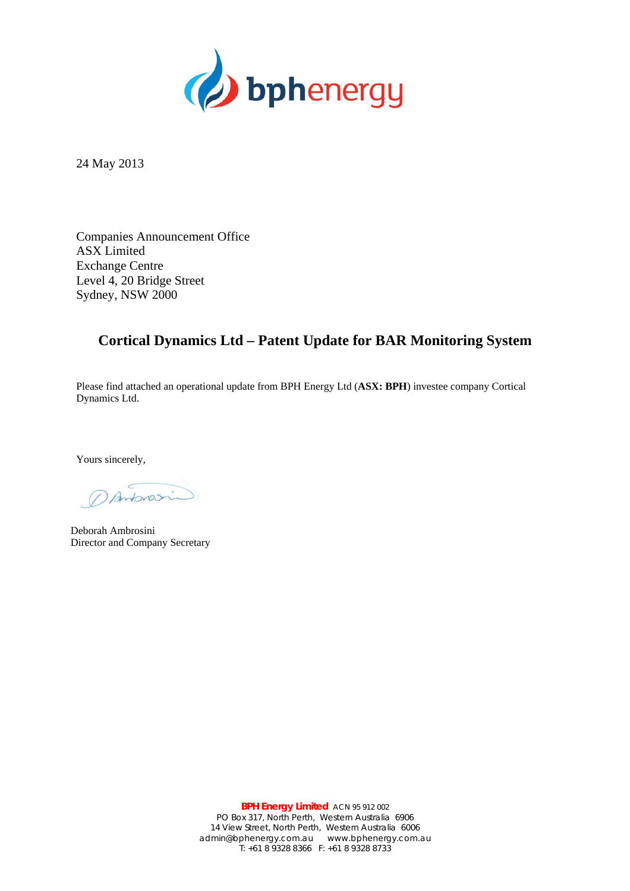24 May 2013

Companies Announcement Office
ASX Limited
Exchange Centre
Level 4, 20 Bridge Street
Sydney, NSW 2000

## Cortical Dynamics Ltd – Patent Update for BAR Monitoring System

Please find attached an operational update from BPH Energy Ltd (**ASX: BPH**) investee company Cortical Dynamics Ltd.

Yours sincerely,

Deborah Ambrosini
Director and Company Secretary

**BPH Energy Limited** ACN 95 912 002
PO Box 317, North Perth, Western Australia 6906
14 View Street, North Perth, Western Australia 6006
admin@bphenergy.com.au www.bphenergy.com.au
T: +61 8 9328 8366 F: +61 8 9328 8733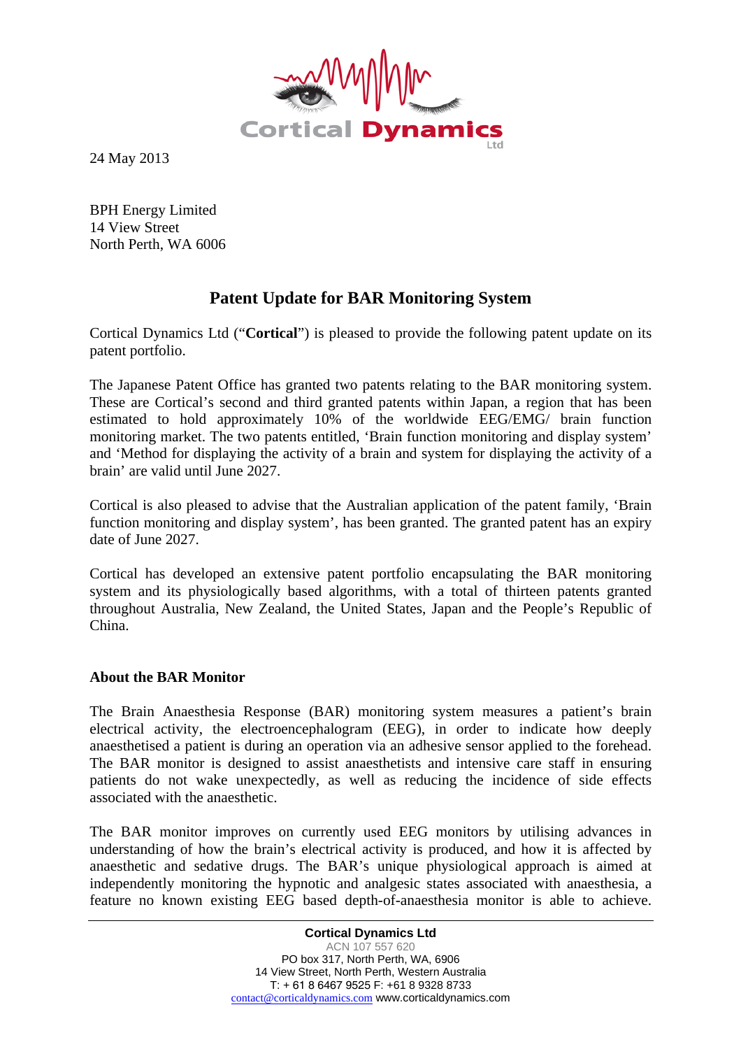24 May 2013

BPH Energy Limited
14 View Street
North Perth, WA 6006

## Patent Update for BAR Monitoring System

Cortical Dynamics Ltd ("**Cortical**") is pleased to provide the following patent update on its patent portfolio.

The Japanese Patent Office has granted two patents relating to the BAR monitoring system. These are Cortical's second and third granted patents within Japan, a region that has been estimated to hold approximately 10% of the worldwide EEG/EMG/ brain function monitoring market. The two patents entitled, 'Brain function monitoring and display system' and 'Method for displaying the activity of a brain and system for displaying the activity of a brain' are valid until June 2027.

Cortical is also pleased to advise that the Australian application of the patent family, 'Brain function monitoring and display system', has been granted. The granted patent has an expiry date of June 2027.

Cortical has developed an extensive patent portfolio encapsulating the BAR monitoring system and its physiologically based algorithms, with a total of thirteen patents granted throughout Australia, New Zealand, the United States, Japan and the People's Republic of China.

### About the BAR Monitor

The Brain Anaesthesia Response (BAR) monitoring system measures a patient's brain electrical activity, the electroencephalogram (EEG), in order to indicate how deeply anaesthetised a patient is during an operation via an adhesive sensor applied to the forehead. The BAR monitor is designed to assist anaesthetists and intensive care staff in ensuring patients do not wake unexpectedly, as well as reducing the incidence of side effects associated with the anaesthetic.

The BAR monitor improves on currently used EEG monitors by utilising advances in understanding of how the brain's electrical activity is produced, and how it is affected by anaesthetic and sedative drugs. The BAR's unique physiological approach is aimed at independently monitoring the hypnotic and analgesic states associated with anaesthesia, a feature no known existing EEG based depth-of-anaesthesia monitor is able to achieve.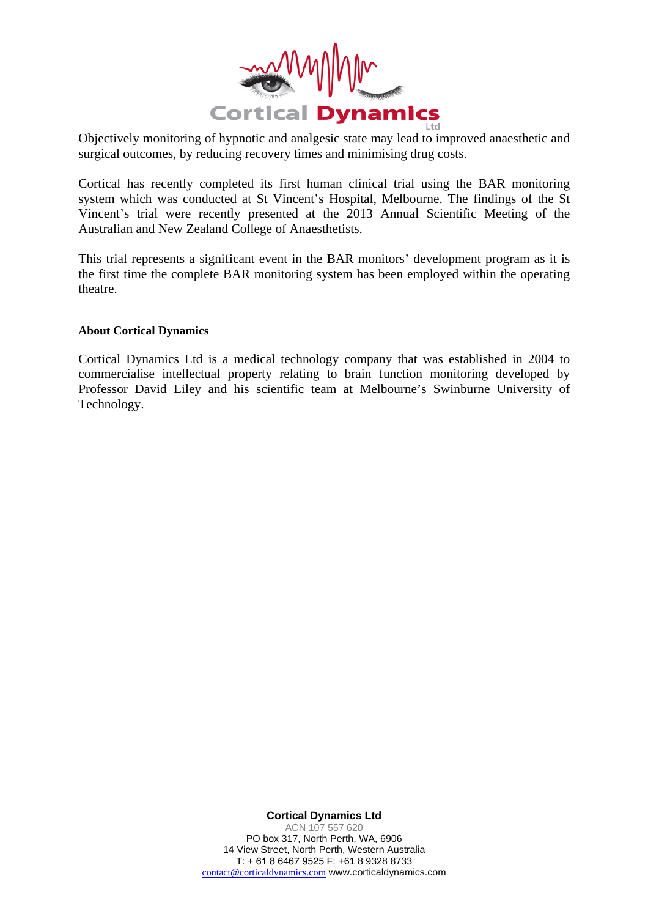Objectively monitoring of hypnotic and analgesic state may lead to improved anaesthetic and surgical outcomes, by reducing recovery times and minimising drug costs.

Cortical has recently completed its first human clinical trial using the BAR monitoring system which was conducted at St Vincent's Hospital, Melbourne. The findings of the St Vincent's trial were recently presented at the 2013 Annual Scientific Meeting of the Australian and New Zealand College of Anaesthetists.

This trial represents a significant event in the BAR monitors' development program as it is the first time the complete BAR monitoring system has been employed within the operating theatre.

**About Cortical Dynamics**

Cortical Dynamics Ltd is a medical technology company that was established in 2004 to commercialise intellectual property relating to brain function monitoring developed by Professor David Liley and his scientific team at Melbourne's Swinburne University of Technology.

**Cortical Dynamics Ltd**
ACN 107 557 620
PO box 317, North Perth, WA, 6906
14 View Street, North Perth, Western Australia
T: + 61 8 6467 9525 F: +61 8 9328 8733
contact@corticaldynamics.com www.corticaldynamics.com